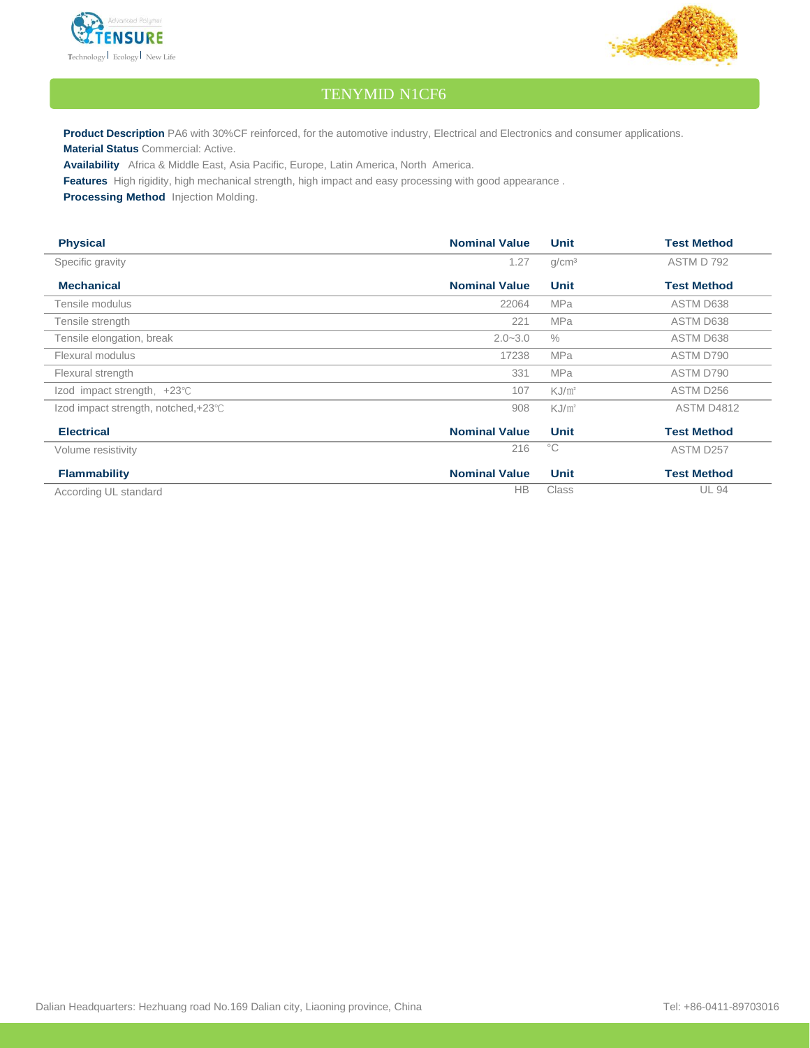# TENYMID N1CF6

**Product Description** PA6 with 30%CF reinforced, for the automotive industry, Electrical and Electronics and consumer applications.

**Material Status** Commercial: Active.

**Availability** Africa & Middle East, Asia Pacific, Europe, Latin America, North America.

**Features** High rigidity, high mechanical strength, high impact and easy processing with good appearance .

**Processing Method** Injection Molding.

| **Physical** | **Nominal Value** | **Unit** | **Test Method** |
|---|---|---|---|
| Specific gravity | 1.27 | g/cm³ | ASTM D 792 |
| **Mechanical** | **Nominal Value** | **Unit** | **Test Method** |
| Tensile modulus | 22064 | MPa | ASTM D638 |
| Tensile strength | 221 | MPa | ASTM D638 |
| Tensile elongation, break | 2.0~3.0 | % | ASTM D638 |
| Flexural modulus | 17238 | MPa | ASTM D790 |
| Flexural strength | 331 | MPa | ASTM D790 |
| Izod impact strength, +23℃ | 107 | KJ/㎡ | ASTM D256 |
| Izod impact strength, notched,+23℃ | 908 | KJ/㎡ | ASTM D4812 |
| **Electrical** | **Nominal Value** | **Unit** | **Test Method** |
| Volume resistivity | 216 | °C | ASTM D257 |
| **Flammability** | **Nominal Value** | **Unit** | **Test Method** |
| According UL standard | HB | Class | UL 94 |

Dalian Headquarters: Hezhuang road No.169 Dalian city, Liaoning province, China

Tel: +86-0411-89703016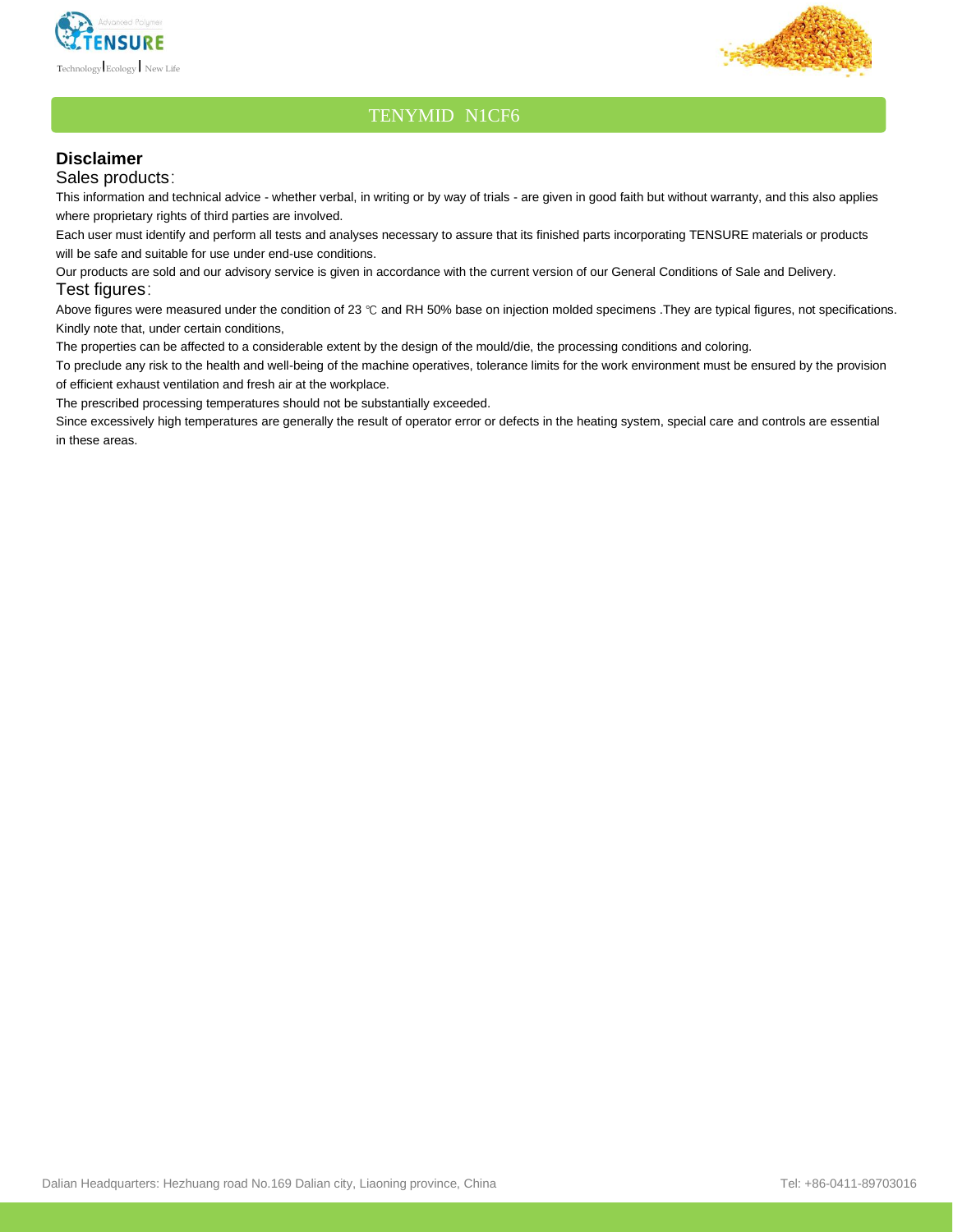# TENYMID N1CF6

## Disclaimer

### Sales products:

This information and technical advice - whether verbal, in writing or by way of trials - are given in good faith but without warranty, and this also applies where proprietary rights of third parties are involved.

Each user must identify and perform all tests and analyses necessary to assure that its finished parts incorporating TENSURE materials or products will be safe and suitable for use under end-use conditions.

Our products are sold and our advisory service is given in accordance with the current version of our General Conditions of Sale and Delivery.

### Test figures:

Above figures were measured under the condition of 23 ℃ and RH 50% base on injection molded specimens .They are typical figures, not specifications. Kindly note that, under certain conditions,

The properties can be affected to a considerable extent by the design of the mould/die, the processing conditions and coloring.

To preclude any risk to the health and well-being of the machine operatives, tolerance limits for the work environment must be ensured by the provision of efficient exhaust ventilation and fresh air at the workplace.

The prescribed processing temperatures should not be substantially exceeded.

Since excessively high temperatures are generally the result of operator error or defects in the heating system, special care and controls are essential in these areas.